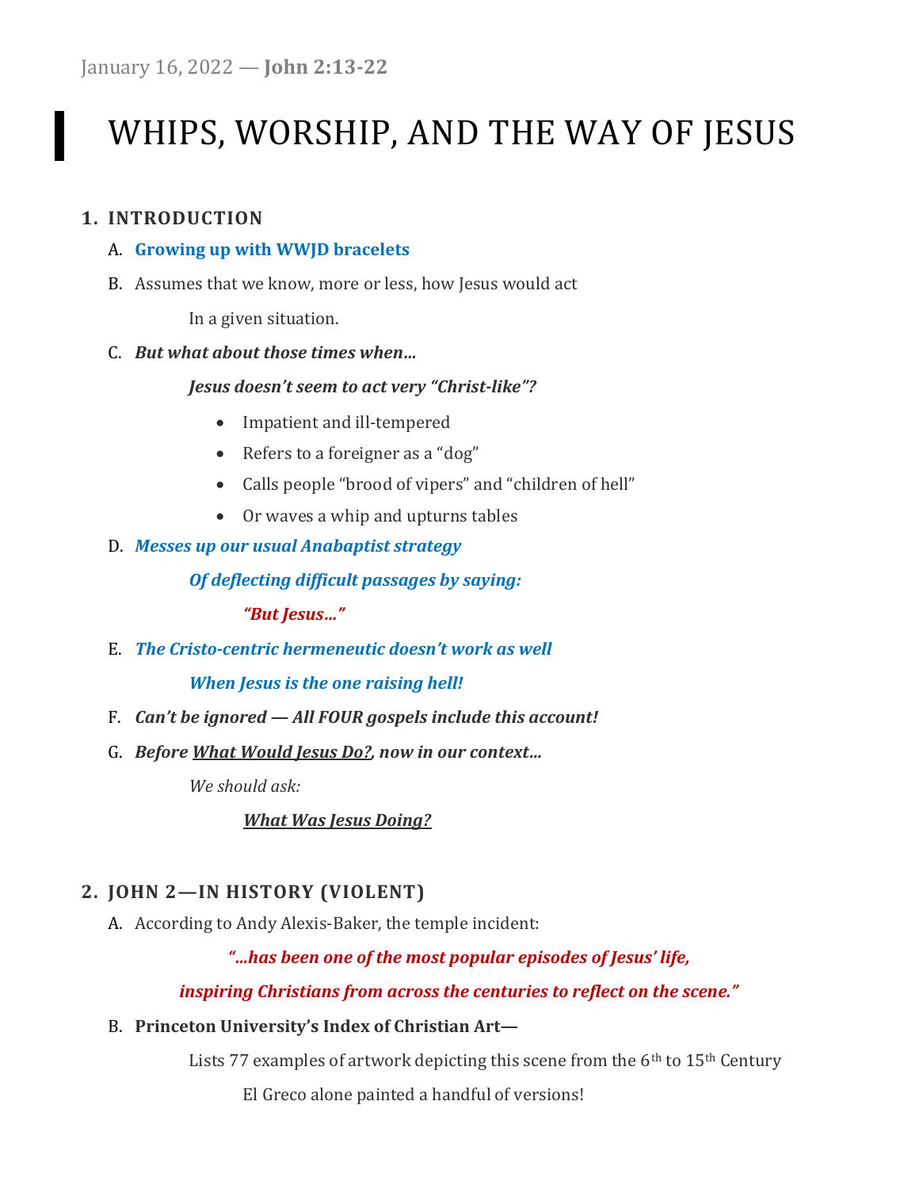January 16, 2022 — **John 2:13-22**

# WHIPS, WORSHIP, AND THE WAY OF JESUS

## 1. INTRODUCTION

A. **Growing up with WWJD bracelets**

B. Assumes that we know, more or less, how Jesus would act

In a given situation.

C. ***But what about those times when…***

***Jesus doesn't seem to act very "Christ-like"?***

- Impatient and ill-tempered
- Refers to a foreigner as a "dog"
- Calls people "brood of vipers" and "children of hell"
- Or waves a whip and upturns tables

D. ***Messes up our usual Anabaptist strategy***

***Of deflecting difficult passages by saying:***

***"But Jesus…"***

E. ***The Cristo-centric hermeneutic doesn't work as well***

***When Jesus is the one raising hell!***

F. ***Can't be ignored — All FOUR gospels include this account!***

G. ***Before What Would Jesus Do?, now in our context…***

*We should ask:*

***What Was Jesus Doing?***

## 2. JOHN 2—IN HISTORY (VIOLENT)

A. According to Andy Alexis-Baker, the temple incident:

***"…has been one of the most popular episodes of Jesus' life,***

***inspiring Christians from across the centuries to reflect on the scene."***

B. **Princeton University's Index of Christian Art—**

Lists 77 examples of artwork depicting this scene from the 6th to 15th Century

El Greco alone painted a handful of versions!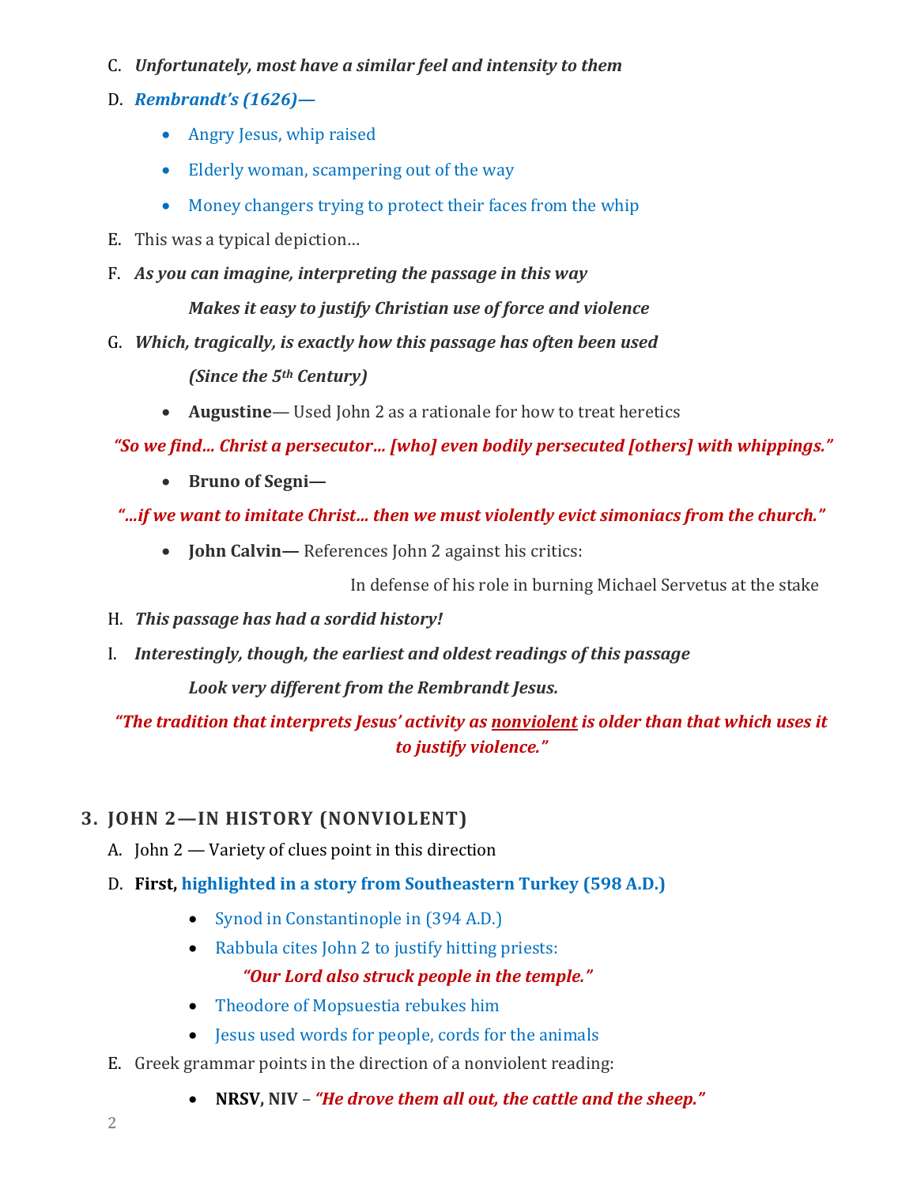C. ***Unfortunately, most have a similar feel and intensity to them***

D. ***Rembrandt's (1626)—***

- Angry Jesus, whip raised
- Elderly woman, scampering out of the way
- Money changers trying to protect their faces from the whip

E. This was a typical depiction…

F. ***As you can imagine, interpreting the passage in this way***

***Makes it easy to justify Christian use of force and violence***

G. ***Which, tragically, is exactly how this passage has often been used***

***(Since the 5th Century)***

- **Augustine**— Used John 2 as a rationale for how to treat heretics

***"So we find… Christ a persecutor… [who] even bodily persecuted [others] with whippings."***

- **Bruno of Segni—**

***"…if we want to imitate Christ… then we must violently evict simoniacs from the church."***

- **John Calvin—** References John 2 against his critics:

In defense of his role in burning Michael Servetus at the stake

H. ***This passage has had a sordid history!***

I. ***Interestingly, though, the earliest and oldest readings of this passage***

***Look very different from the Rembrandt Jesus.***

***"The tradition that interprets Jesus' activity as <u>nonviolent</u> is older than that which uses it to justify violence."***

## 3. JOHN 2—IN HISTORY (NONVIOLENT)

A. John 2 — Variety of clues point in this direction

D. **First, highlighted in a story from Southeastern Turkey (598 A.D.)**

- Synod in Constantinople in (394 A.D.)
- Rabbula cites John 2 to justify hitting priests:

***"Our Lord also struck people in the temple."***

- Theodore of Mopsuestia rebukes him
- Jesus used words for people, cords for the animals

E. Greek grammar points in the direction of a nonviolent reading:

- **NRSV, NIV** – ***"He drove them all out, the cattle and the sheep."***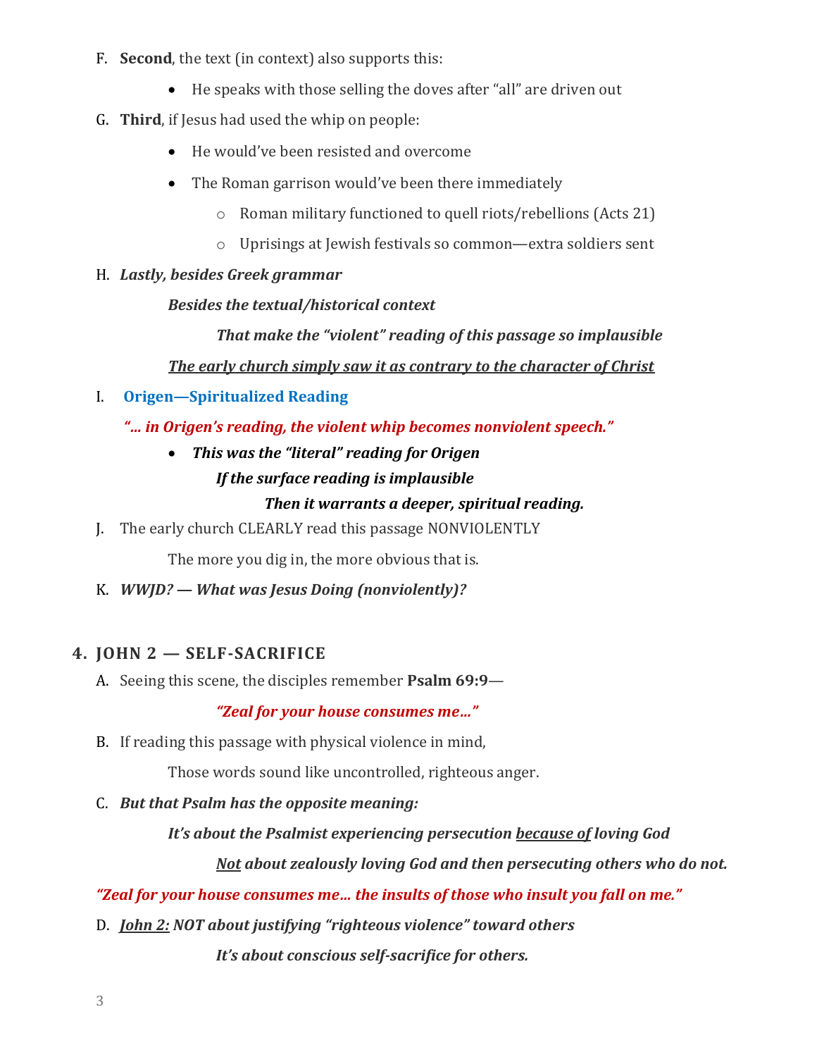F. **Second**, the text (in context) also supports this:

- He speaks with those selling the doves after "all" are driven out

G. **Third**, if Jesus had used the whip on people:

- He would've been resisted and overcome
- The Roman garrison would've been there immediately
    - Roman military functioned to quell riots/rebellions (Acts 21)
    - Uprisings at Jewish festivals so common—extra soldiers sent

H. ***Lastly, besides Greek grammar***

***Besides the textual/historical context***

***That make the "violent" reading of this passage so implausible***

***<u>The early church simply saw it as contrary to the character of Christ</u>***

I. **Origen—Spiritualized Reading**

***"… in Origen's reading, the violent whip becomes nonviolent speech."***

- ***This was the "literal" reading for Origen***

  ***If the surface reading is implausible***

  ***Then it warrants a deeper, spiritual reading.***

J. The early church CLEARLY read this passage NONVIOLENTLY

The more you dig in, the more obvious that is.

K. ***WWJD? — What was Jesus Doing (nonviolently)?***

## 4. JOHN 2 — SELF-SACRIFICE

A. Seeing this scene, the disciples remember **Psalm 69:9**—

***"Zeal for your house consumes me…"***

B. If reading this passage with physical violence in mind,

Those words sound like uncontrolled, righteous anger.

C. ***But that Psalm has the opposite meaning:***

***It's about the Psalmist experiencing persecution <u>because of</u> loving God***

***<u>Not</u> about zealously loving God and then persecuting others who do not.***

***"Zeal for your house consumes me… the insults of those who insult you fall on me."***

D. ***<u>John 2:</u> NOT about justifying "righteous violence" toward others***

***It's about conscious self-sacrifice for others.***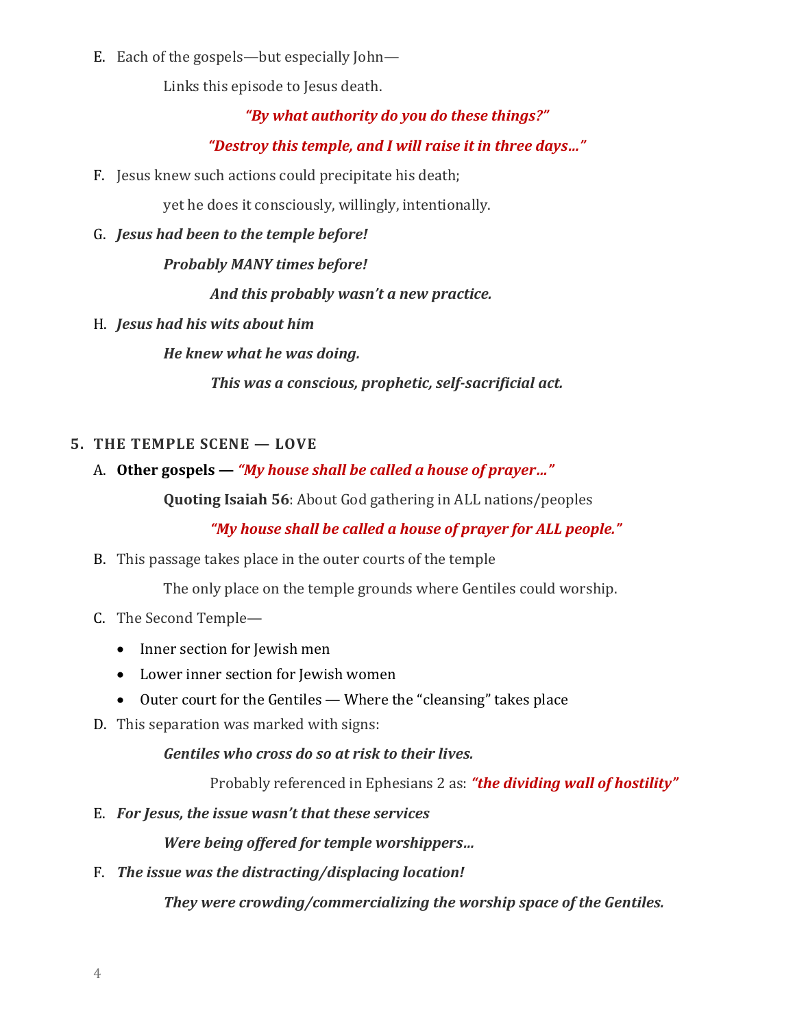E. Each of the gospels—but especially John—

Links this episode to Jesus death.

***"By what authority do you do these things?"***

***"Destroy this temple, and I will raise it in three days…"***

F. Jesus knew such actions could precipitate his death;

yet he does it consciously, willingly, intentionally.

G. ***Jesus had been to the temple before!***

***Probably MANY times before!***

***And this probably wasn't a new practice.***

H. ***Jesus had his wits about him***

***He knew what he was doing.***

***This was a conscious, prophetic, self-sacrificial act.***

## 5. THE TEMPLE SCENE — LOVE

A. **Other gospels —** ***"My house shall be called a house of prayer…"***

**Quoting Isaiah 56**: About God gathering in ALL nations/peoples

***"My house shall be called a house of prayer for ALL people."***

B. This passage takes place in the outer courts of the temple

The only place on the temple grounds where Gentiles could worship.

C. The Second Temple—

- Inner section for Jewish men
- Lower inner section for Jewish women
- Outer court for the Gentiles — Where the "cleansing" takes place

D. This separation was marked with signs:

***Gentiles who cross do so at risk to their lives.***

Probably referenced in Ephesians 2 as: ***"the dividing wall of hostility"***

E. ***For Jesus, the issue wasn't that these services***

***Were being offered for temple worshippers…***

F. ***The issue was the distracting/displacing location!***

***They were crowding/commercializing the worship space of the Gentiles.***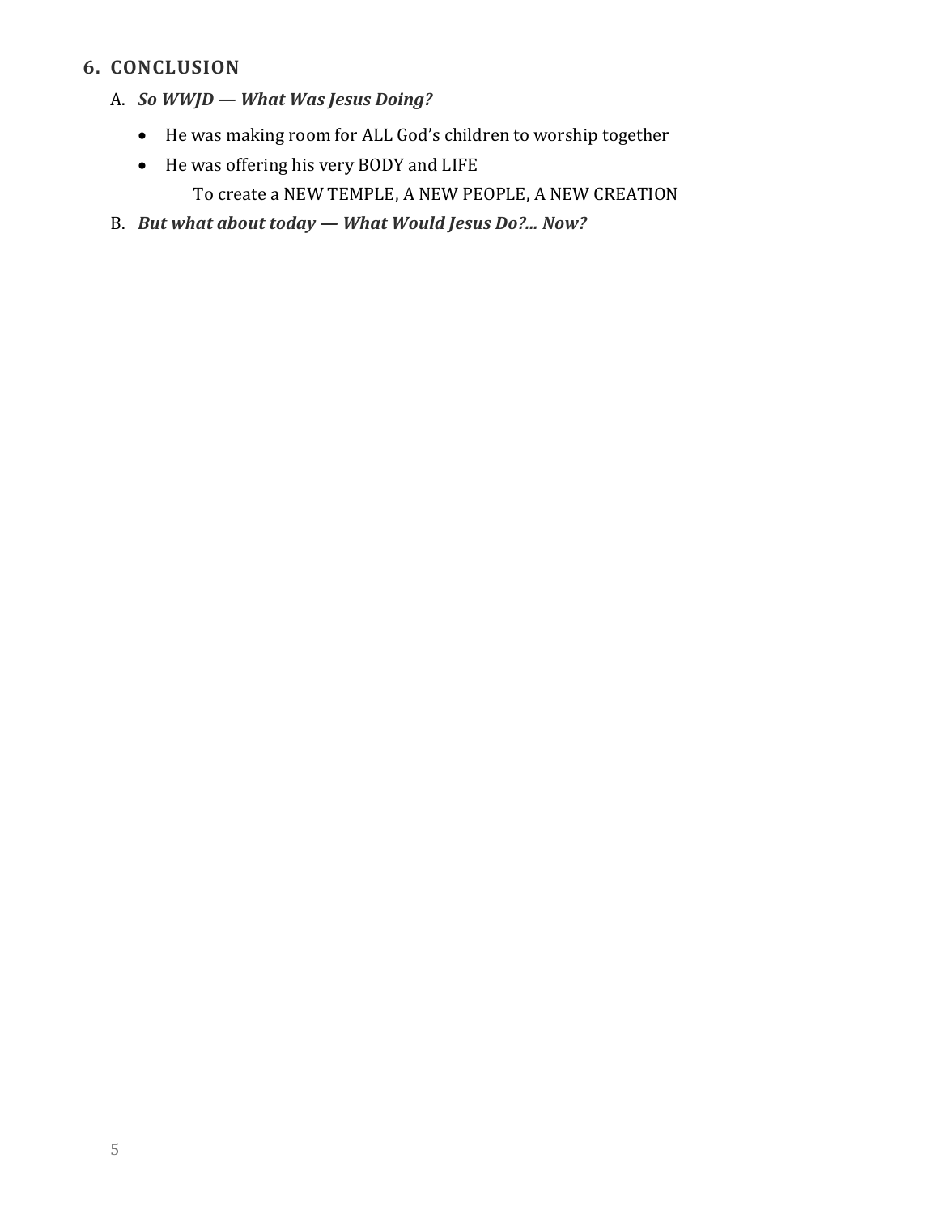## 6. CONCLUSION

A. ***So WWJD — What Was Jesus Doing?***

- He was making room for ALL God's children to worship together
- He was offering his very BODY and LIFE

  To create a NEW TEMPLE, A NEW PEOPLE, A NEW CREATION

B. ***But what about today — What Would Jesus Do?... Now?***